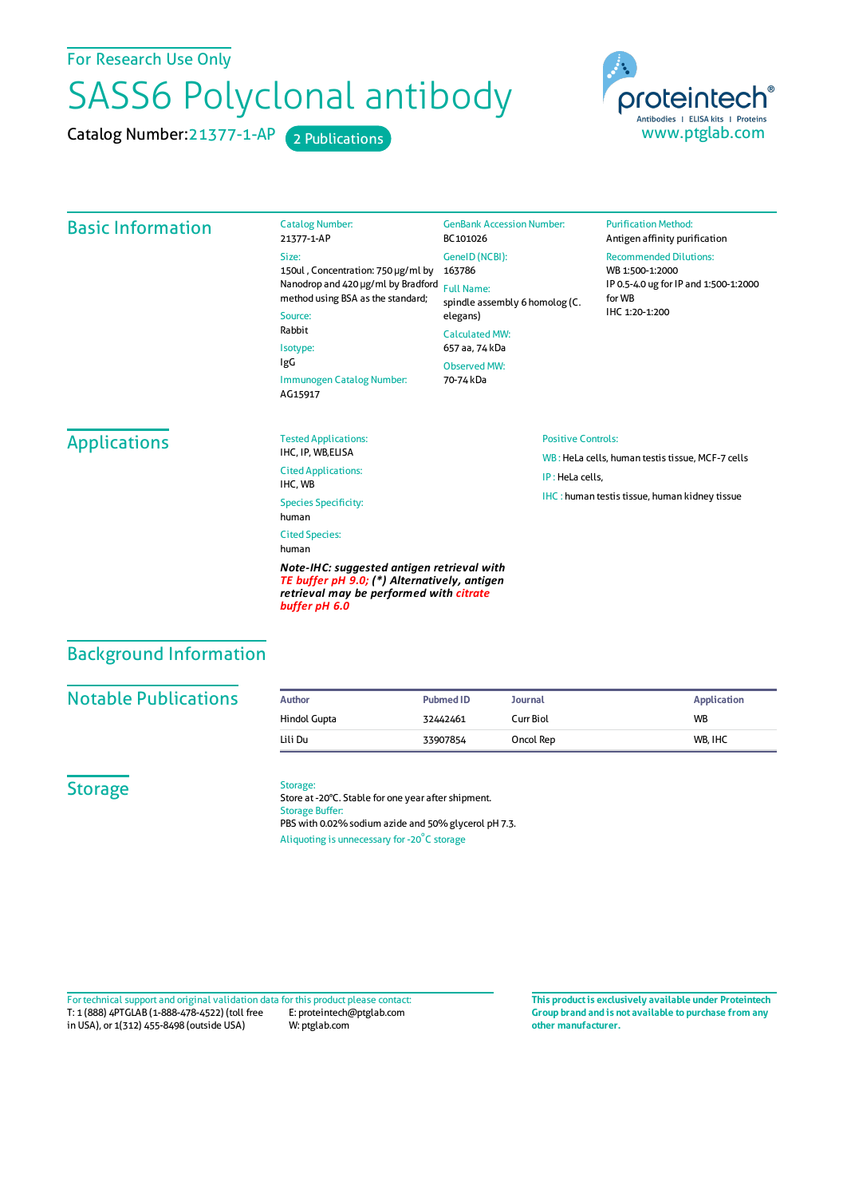For Research Use Only

# SASS6 Polyclonal antibody

Catalog Number: 21377-1-AP    2 Publications

proteintech®
Antibodies | ELISA kits | Proteins
www.ptglab.com

## Basic Information

**Catalog Number:**
21377-1-AP

**Size:**
150ul , Concentration: 750 μg/ml by Nanodrop and 420 μg/ml by Bradford method using BSA as the standard;

**Source:**
Rabbit

**Isotype:**
IgG

**Immunogen Catalog Number:**
AG15917

**GenBank Accession Number:**
BC101026

**GeneID (NCBI):**
163786

**Full Name:**
spindle assembly 6 homolog (C. elegans)

**Calculated MW:**
657 aa, 74 kDa

**Observed MW:**
70-74 kDa

**Purification Method:**
Antigen affinity purification

**Recommended Dilutions:**
WB 1:500-1:2000
IP 0.5-4.0 ug for IP and 1:500-1:2000 for WB
IHC 1:20-1:200

## Applications

**Tested Applications:**
IHC, IP, WB,ELISA

**Cited Applications:**
IHC, WB

**Species Specificity:**
human

**Cited Species:**
human

***Note-IHC: suggested antigen retrieval with TE buffer pH 9.0; (\*) Alternatively, antigen retrieval may be performed with citrate buffer pH 6.0***

**Positive Controls:**

WB : HeLa cells, human testis tissue, MCF-7 cells

IP : HeLa cells,

IHC : human testis tissue, human kidney tissue

## Background Information

## Notable Publications

| Author | Pubmed ID | Journal | Application |
|---|---|---|---|
| Hindol Gupta | 32442461 | Curr Biol | WB |
| Lili Du | 33907854 | Oncol Rep | WB, IHC |

## Storage

**Storage:**
Store at -20°C. Stable for one year after shipment.

**Storage Buffer:**
PBS with 0.02% sodium azide and 50% glycerol pH 7.3.

Aliquoting is unnecessary for -20°C storage

For technical support and original validation data for this product please contact:
T: 1 (888) 4PTGLAB (1-888-478-4522) (toll free in USA), or 1(312) 455-8498 (outside USA)
E: proteintech@ptglab.com
W: ptglab.com

**This product is exclusively available under Proteintech Group brand and is not available to purchase from any other manufacturer.**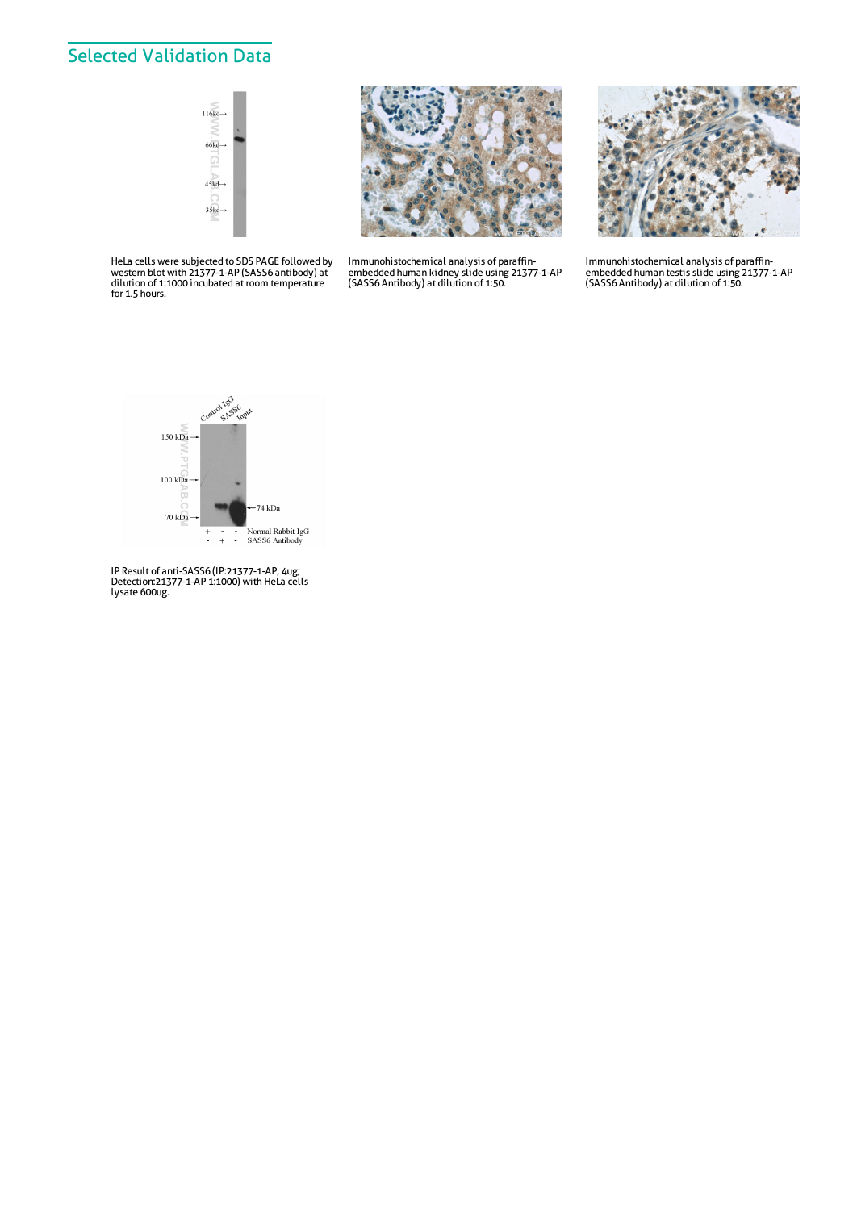## Selected Validation Data

HeLa cells were subjected to SDS PAGE followed by western blot with 21377-1-AP (SASS6 antibody) at dilution of 1:1000 incubated at room temperature for 1.5 hours.

Immunohistochemical analysis of paraffin-embedded human kidney slide using 21377-1-AP (SASS6 Antibody) at dilution of 1:50.

Immunohistochemical analysis of paraffin-embedded human testis slide using 21377-1-AP (SASS6 Antibody) at dilution of 1:50.

IP Result of anti-SASS6 (IP:21377-1-AP, 4ug; Detection:21377-1-AP 1:1000) with HeLa cells lysate 600ug.